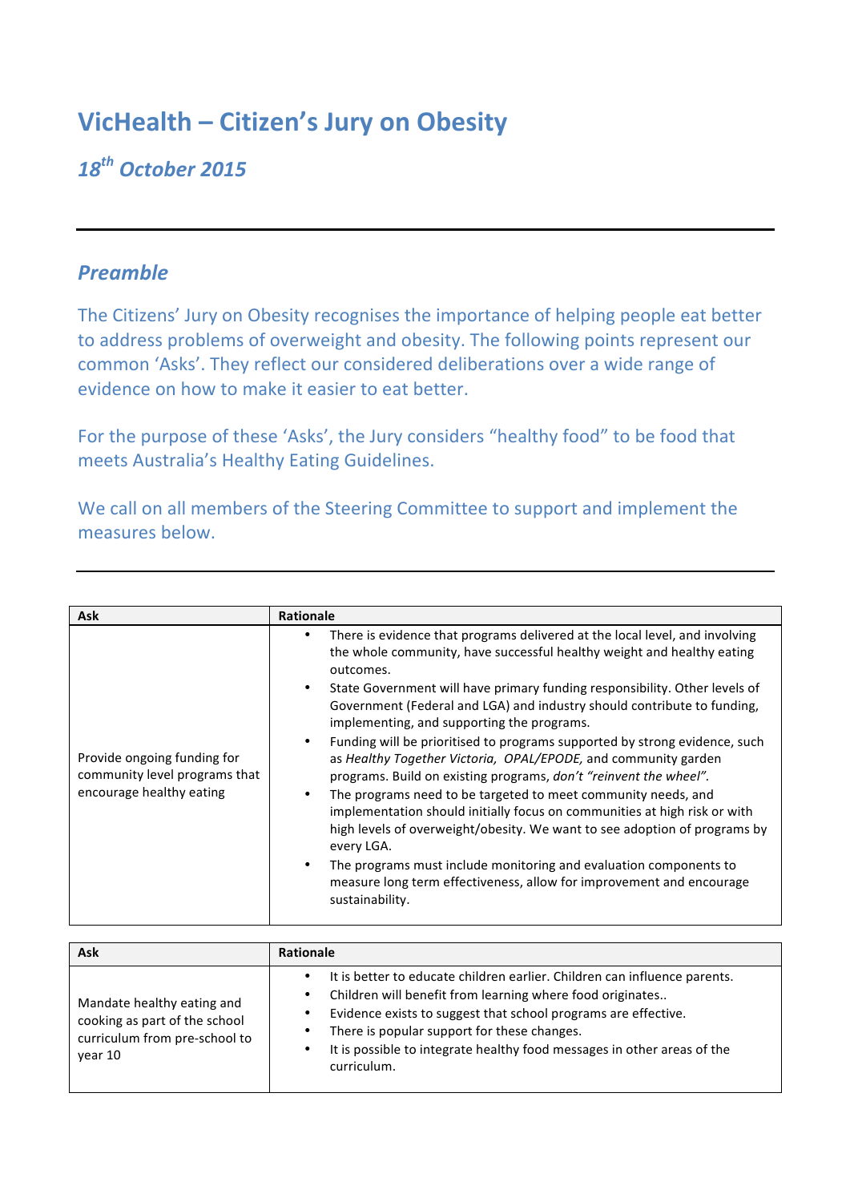# VicHealth – Citizen's Jury on Obesity

## *18th October 2015*

---

## *Preamble*

The Citizens' Jury on Obesity recognises the importance of helping people eat better to address problems of overweight and obesity. The following points represent our common 'Asks'. They reflect our considered deliberations over a wide range of evidence on how to make it easier to eat better.

For the purpose of these 'Asks', the Jury considers "healthy food" to be food that meets Australia's Healthy Eating Guidelines.

We call on all members of the Steering Committee to support and implement the measures below.

---

| Ask | Rationale |
|---|---|
| Provide ongoing funding for community level programs that encourage healthy eating | • There is evidence that programs delivered at the local level, and involving the whole community, have successful healthy weight and healthy eating outcomes.<br>• State Government will have primary funding responsibility. Other levels of Government (Federal and LGA) and industry should contribute to funding, implementing, and supporting the programs.<br>• Funding will be prioritised to programs supported by strong evidence, such as *Healthy Together Victoria, OPAL/EPODE,* and community garden programs. Build on existing programs, *don't "reinvent the wheel".*<br>• The programs need to be targeted to meet community needs, and implementation should initially focus on communities at high risk or with high levels of overweight/obesity. We want to see adoption of programs by every LGA.<br>• The programs must include monitoring and evaluation components to measure long term effectiveness, allow for improvement and encourage sustainability. |

| Ask | Rationale |
|---|---|
| Mandate healthy eating and cooking as part of the school curriculum from pre-school to year 10 | • It is better to educate children earlier. Children can influence parents.<br>• Children will benefit from learning where food originates..<br>• Evidence exists to suggest that school programs are effective.<br>• There is popular support for these changes.<br>• It is possible to integrate healthy food messages in other areas of the curriculum. |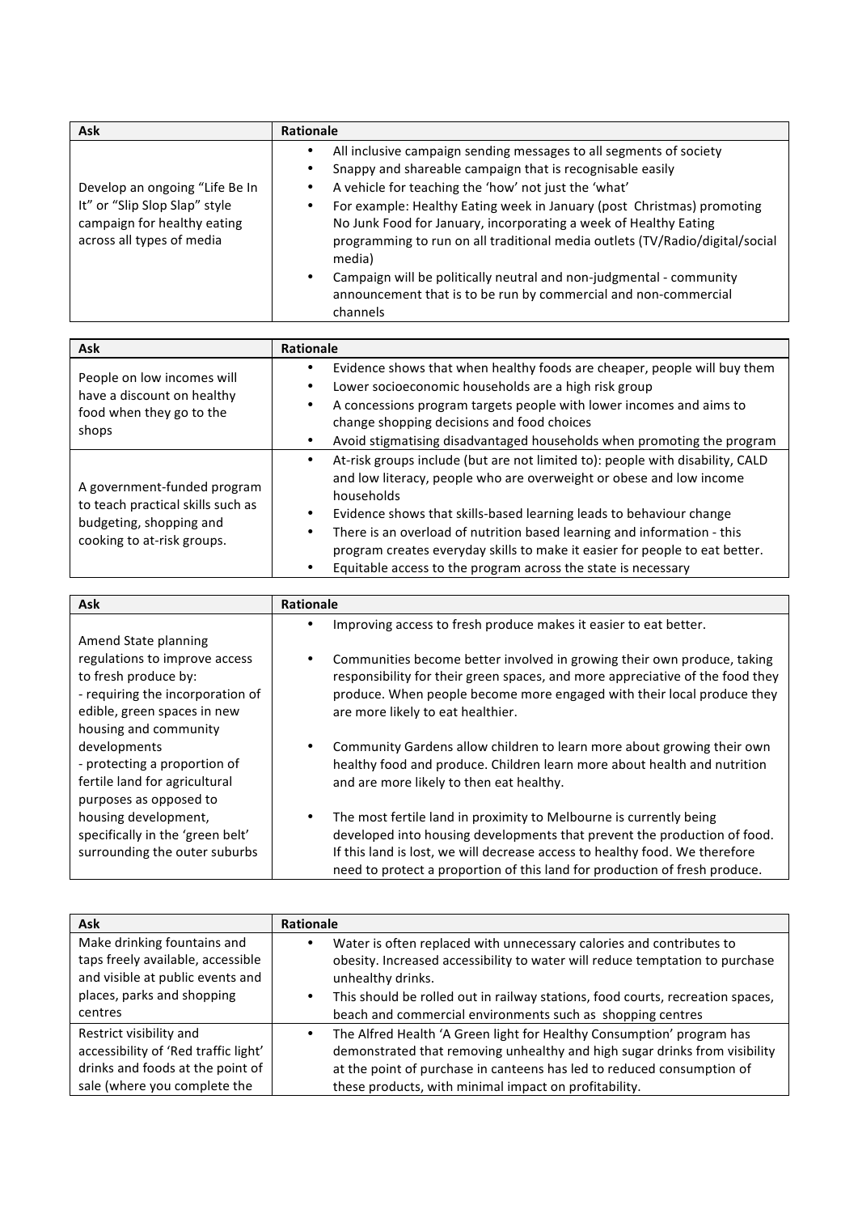| Ask | Rationale |
| --- | --- |
| Develop an ongoing "Life Be In It" or "Slip Slop Slap" style campaign for healthy eating across all types of media | • All inclusive campaign sending messages to all segments of society<br>• Snappy and shareable campaign that is recognisable easily<br>• A vehicle for teaching the 'how' not just the 'what'<br>• For example: Healthy Eating week in January (post Christmas) promoting No Junk Food for January, incorporating a week of Healthy Eating programming to run on all traditional media outlets (TV/Radio/digital/social media)<br>• Campaign will be politically neutral and non-judgmental - community announcement that is to be run by commercial and non-commercial channels |

| Ask | Rationale |
| --- | --- |
| People on low incomes will have a discount on healthy food when they go to the shops | • Evidence shows that when healthy foods are cheaper, people will buy them<br>• Lower socioeconomic households are a high risk group<br>• A concessions program targets people with lower incomes and aims to change shopping decisions and food choices<br>• Avoid stigmatising disadvantaged households when promoting the program |
| A government-funded program to teach practical skills such as budgeting, shopping and cooking to at-risk groups. | • At-risk groups include (but are not limited to): people with disability, CALD and low literacy, people who are overweight or obese and low income households<br>• Evidence shows that skills-based learning leads to behaviour change<br>• There is an overload of nutrition based learning and information - this program creates everyday skills to make it easier for people to eat better.<br>• Equitable access to the program across the state is necessary |

| Ask | Rationale |
| --- | --- |
| Amend State planning regulations to improve access to fresh produce by:<br>- requiring the incorporation of edible, green spaces in new housing and community developments<br>- protecting a proportion of fertile land for agricultural purposes as opposed to housing development, specifically in the 'green belt' surrounding the outer suburbs | • Improving access to fresh produce makes it easier to eat better.<br>• Communities become better involved in growing their own produce, taking responsibility for their green spaces, and more appreciative of the food they produce. When people become more engaged with their local produce they are more likely to eat healthier.<br>• Community Gardens allow children to learn more about growing their own healthy food and produce. Children learn more about health and nutrition and are more likely to then eat healthy.<br>• The most fertile land in proximity to Melbourne is currently being developed into housing developments that prevent the production of food. If this land is lost, we will decrease access to healthy food. We therefore need to protect a proportion of this land for production of fresh produce. |

| Ask | Rationale |
| --- | --- |
| Make drinking fountains and taps freely available, accessible and visible at public events and places, parks and shopping centres | • Water is often replaced with unnecessary calories and contributes to obesity. Increased accessibility to water will reduce temptation to purchase unhealthy drinks.<br>• This should be rolled out in railway stations, food courts, recreation spaces, beach and commercial environments such as shopping centres |
| Restrict visibility and accessibility of 'Red traffic light' drinks and foods at the point of sale (where you complete the | • The Alfred Health 'A Green light for Healthy Consumption' program has demonstrated that removing unhealthy and high sugar drinks from visibility at the point of purchase in canteens has led to reduced consumption of these products, with minimal impact on profitability. |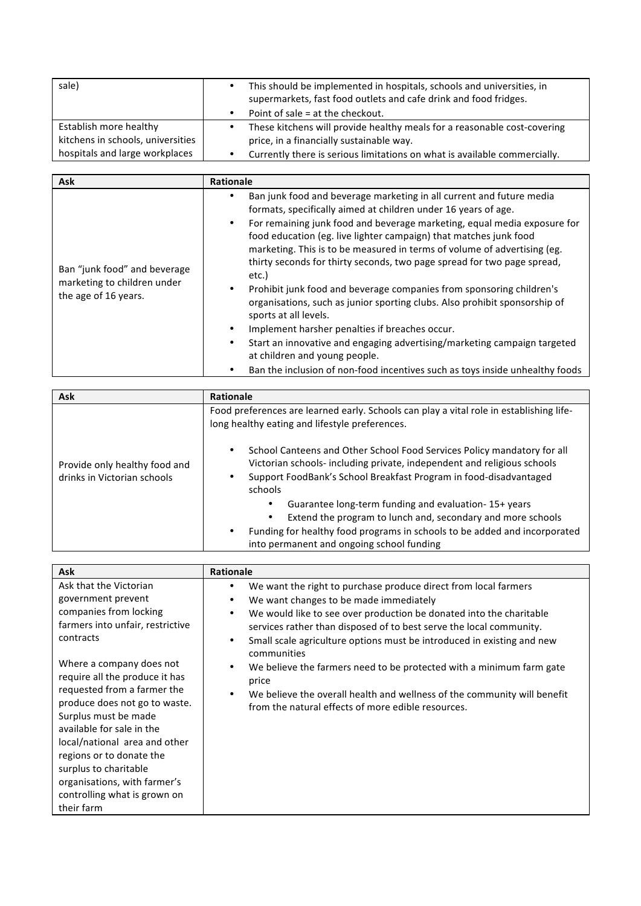| | |
|---|---|
| sale) | • This should be implemented in hospitals, schools and universities, in supermarkets, fast food outlets and cafe drink and food fridges.<br>• Point of sale = at the checkout. |
| Establish more healthy kitchens in schools, universities hospitals and large workplaces | • These kitchens will provide healthy meals for a reasonable cost-covering price, in a financially sustainable way.<br>• Currently there is serious limitations on what is available commercially. |

| Ask | Rationale |
|---|---|
| Ban "junk food" and beverage marketing to children under the age of 16 years. | • Ban junk food and beverage marketing in all current and future media formats, specifically aimed at children under 16 years of age.<br>• For remaining junk food and beverage marketing, equal media exposure for food education (eg. live lighter campaign) that matches junk food marketing. This is to be measured in terms of volume of advertising (eg. thirty seconds for thirty seconds, two page spread for two page spread, etc.)<br>• Prohibit junk food and beverage companies from sponsoring children's organisations, such as junior sporting clubs. Also prohibit sponsorship of sports at all levels.<br>• Implement harsher penalties if breaches occur.<br>• Start an innovative and engaging advertising/marketing campaign targeted at children and young people.<br>• Ban the inclusion of non-food incentives such as toys inside unhealthy foods |

| Ask | Rationale |
|---|---|
| Provide only healthy food and drinks in Victorian schools | Food preferences are learned early. Schools can play a vital role in establishing life-long healthy eating and lifestyle preferences.<br><br>• School Canteens and Other School Food Services Policy mandatory for all Victorian schools- including private, independent and religious schools<br>• Support FoodBank's School Breakfast Program in food-disadvantaged schools<br>&nbsp;&nbsp;&nbsp;&nbsp;• Guarantee long-term funding and evaluation- 15+ years<br>&nbsp;&nbsp;&nbsp;&nbsp;• Extend the program to lunch and, secondary and more schools<br>• Funding for healthy food programs in schools to be added and incorporated into permanent and ongoing school funding |

| Ask | Rationale |
|---|---|
| Ask that the Victorian government prevent companies from locking farmers into unfair, restrictive contracts<br><br>Where a company does not require all the produce it has requested from a farmer the produce does not go to waste. Surplus must be made available for sale in the local/national area and other regions or to donate the surplus to charitable organisations, with farmer's controlling what is grown on their farm | • We want the right to purchase produce direct from local farmers<br>• We want changes to be made immediately<br>• We would like to see over production be donated into the charitable services rather than disposed of to best serve the local community.<br>• Small scale agriculture options must be introduced in existing and new communities<br>• We believe the farmers need to be protected with a minimum farm gate price<br>• We believe the overall health and wellness of the community will benefit from the natural effects of more edible resources. |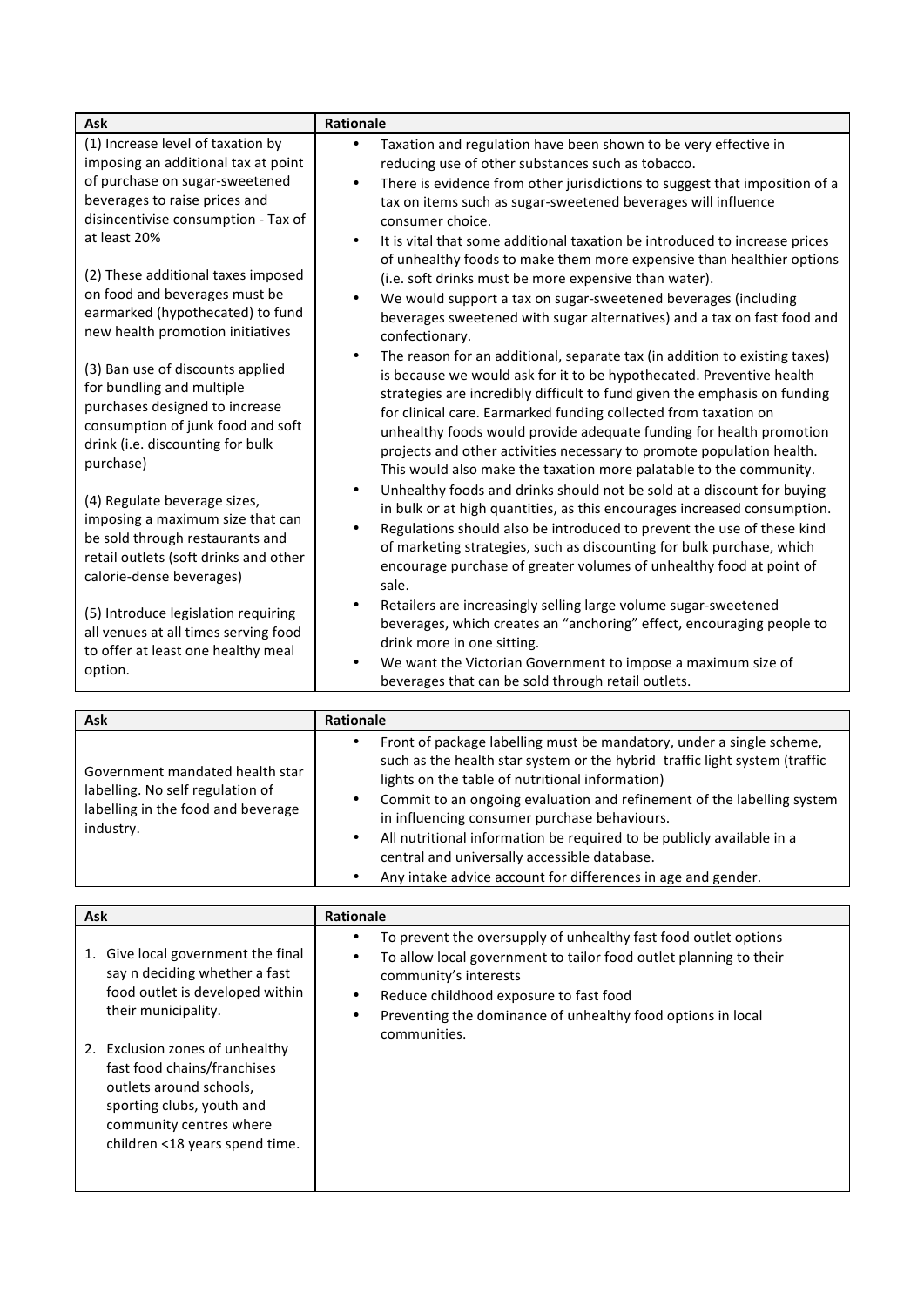| Ask | Rationale |
| --- | --- |
| (1) Increase level of taxation by imposing an additional tax at point of purchase on sugar-sweetened beverages to raise prices and disincentivise consumption - Tax of at least 20%<br><br>(2) These additional taxes imposed on food and beverages must be earmarked (hypothecated) to fund new health promotion initiatives<br><br>(3) Ban use of discounts applied for bundling and multiple purchases designed to increase consumption of junk food and soft drink (i.e. discounting for bulk purchase)<br><br>(4) Regulate beverage sizes, imposing a maximum size that can be sold through restaurants and retail outlets (soft drinks and other calorie-dense beverages)<br><br>(5) Introduce legislation requiring all venues at all times serving food to offer at least one healthy meal option. | • Taxation and regulation have been shown to be very effective in reducing use of other substances such as tobacco.<br>• There is evidence from other jurisdictions to suggest that imposition of a tax on items such as sugar-sweetened beverages will influence consumer choice.<br>• It is vital that some additional taxation be introduced to increase prices of unhealthy foods to make them more expensive than healthier options (i.e. soft drinks must be more expensive than water).<br>• We would support a tax on sugar-sweetened beverages (including beverages sweetened with sugar alternatives) and a tax on fast food and confectionary.<br>• The reason for an additional, separate tax (in addition to existing taxes) is because we would ask for it to be hypothecated. Preventive health strategies are incredibly difficult to fund given the emphasis on funding for clinical care. Earmarked funding collected from taxation on unhealthy foods would provide adequate funding for health promotion projects and other activities necessary to promote population health. This would also make the taxation more palatable to the community.<br>• Unhealthy foods and drinks should not be sold at a discount for buying in bulk or at high quantities, as this encourages increased consumption.<br>• Regulations should also be introduced to prevent the use of these kind of marketing strategies, such as discounting for bulk purchase, which encourage purchase of greater volumes of unhealthy food at point of sale.<br>• Retailers are increasingly selling large volume sugar-sweetened beverages, which creates an "anchoring" effect, encouraging people to drink more in one sitting.<br>• We want the Victorian Government to impose a maximum size of beverages that can be sold through retail outlets. |

| Ask | Rationale |
| --- | --- |
| Government mandated health star labelling. No self regulation of labelling in the food and beverage industry. | • Front of package labelling must be mandatory, under a single scheme, such as the health star system or the hybrid traffic light system (traffic lights on the table of nutritional information)<br>• Commit to an ongoing evaluation and refinement of the labelling system in influencing consumer purchase behaviours.<br>• All nutritional information be required to be publicly available in a central and universally accessible database.<br>• Any intake advice account for differences in age and gender. |

| Ask | Rationale |
| --- | --- |
| 1. Give local government the final say n deciding whether a fast food outlet is developed within their municipality.<br><br>2. Exclusion zones of unhealthy fast food chains/franchises outlets around schools, sporting clubs, youth and community centres where children <18 years spend time. | • To prevent the oversupply of unhealthy fast food outlet options<br>• To allow local government to tailor food outlet planning to their community's interests<br>• Reduce childhood exposure to fast food<br>• Preventing the dominance of unhealthy food options in local communities. |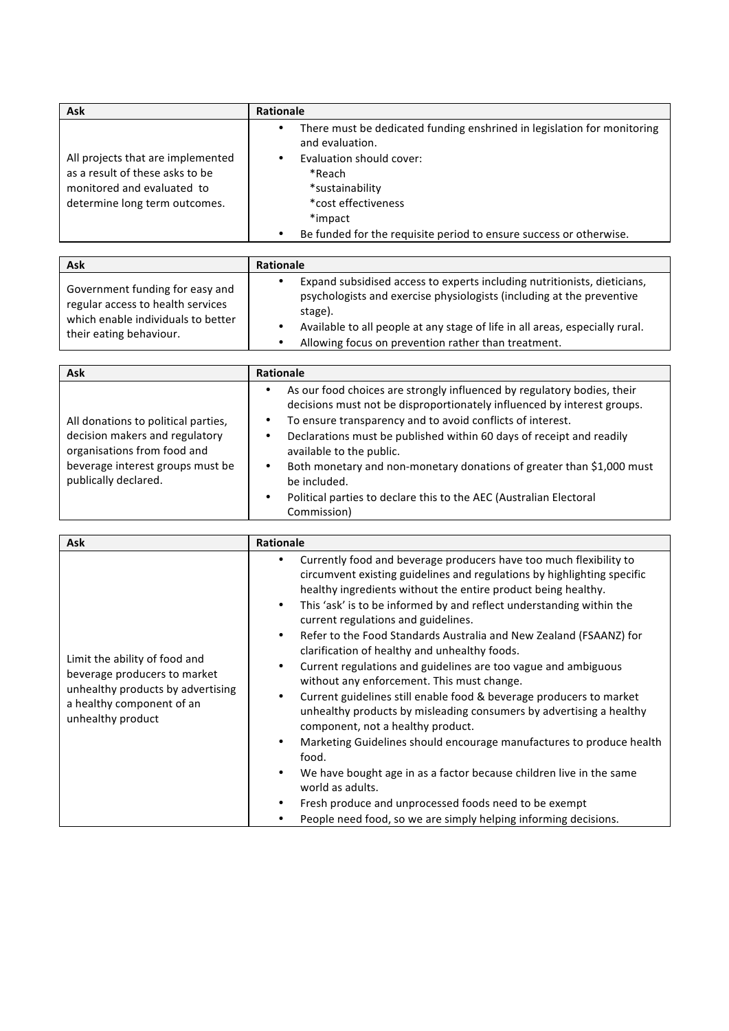| Ask | Rationale |
| --- | --- |
| All projects that are implemented as a result of these asks to be monitored and evaluated to determine long term outcomes. | • There must be dedicated funding enshrined in legislation for monitoring and evaluation.<br>• Evaluation should cover:<br>*Reach<br>*sustainability<br>*cost effectiveness<br>*impact<br>• Be funded for the requisite period to ensure success or otherwise. |

| Ask | Rationale |
| --- | --- |
| Government funding for easy and regular access to health services which enable individuals to better their eating behaviour. | • Expand subsidised access to experts including nutritionists, dieticians, psychologists and exercise physiologists (including at the preventive stage).<br>• Available to all people at any stage of life in all areas, especially rural.<br>• Allowing focus on prevention rather than treatment. |

| Ask | Rationale |
| --- | --- |
| All donations to political parties, decision makers and regulatory organisations from food and beverage interest groups must be publically declared. | • As our food choices are strongly influenced by regulatory bodies, their decisions must not be disproportionately influenced by interest groups.<br>• To ensure transparency and to avoid conflicts of interest.<br>• Declarations must be published within 60 days of receipt and readily available to the public.<br>• Both monetary and non-monetary donations of greater than $1,000 must be included.<br>• Political parties to declare this to the AEC (Australian Electoral Commission) |

| Ask | Rationale |
| --- | --- |
| Limit the ability of food and beverage producers to market unhealthy products by advertising a healthy component of an unhealthy product | • Currently food and beverage producers have too much flexibility to circumvent existing guidelines and regulations by highlighting specific healthy ingredients without the entire product being healthy.<br>• This 'ask' is to be informed by and reflect understanding within the current regulations and guidelines.<br>• Refer to the Food Standards Australia and New Zealand (FSAANZ) for clarification of healthy and unhealthy foods.<br>• Current regulations and guidelines are too vague and ambiguous without any enforcement. This must change.<br>• Current guidelines still enable food & beverage producers to market unhealthy products by misleading consumers by advertising a healthy component, not a healthy product.<br>• Marketing Guidelines should encourage manufactures to produce health food.<br>• We have bought age in as a factor because children live in the same world as adults.<br>• Fresh produce and unprocessed foods need to be exempt<br>• People need food, so we are simply helping informing decisions. |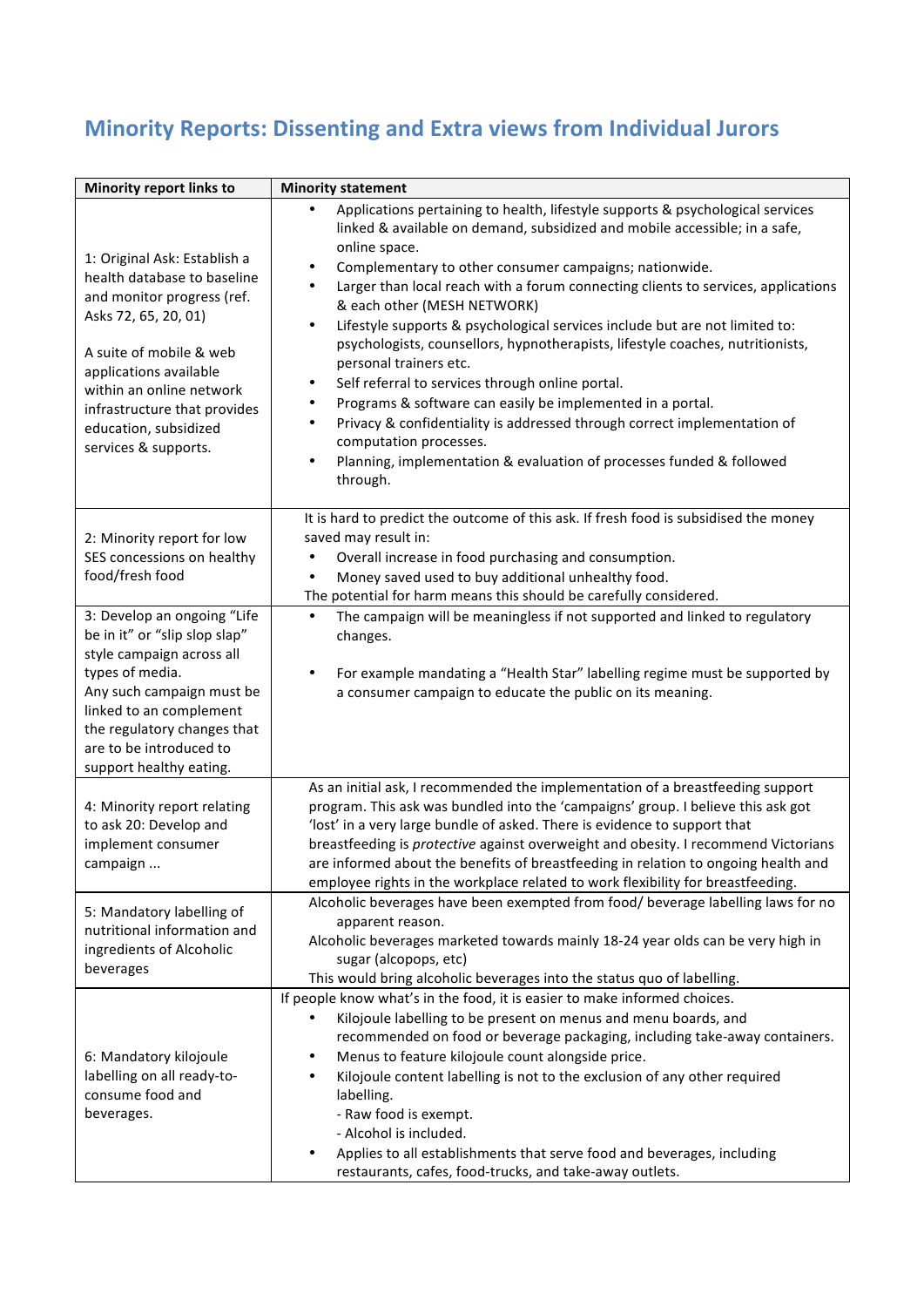# Minority Reports: Dissenting and Extra views from Individual Jurors

| Minority report links to | Minority statement |
|---|---|
| 1: Original Ask: Establish a health database to baseline and monitor progress (ref. Asks 72, 65, 20, 01)<br><br>A suite of mobile & web applications available within an online network infrastructure that provides education, subsidized services & supports. | • Applications pertaining to health, lifestyle supports & psychological services linked & available on demand, subsidized and mobile accessible; in a safe, online space.<br>• Complementary to other consumer campaigns; nationwide.<br>• Larger than local reach with a forum connecting clients to services, applications & each other (MESH NETWORK)<br>• Lifestyle supports & psychological services include but are not limited to: psychologists, counsellors, hypnotherapists, lifestyle coaches, nutritionists, personal trainers etc.<br>• Self referral to services through online portal.<br>• Programs & software can easily be implemented in a portal.<br>• Privacy & confidentiality is addressed through correct implementation of computation processes.<br>• Planning, implementation & evaluation of processes funded & followed through. |
| 2: Minority report for low SES concessions on healthy food/fresh food | It is hard to predict the outcome of this ask. If fresh food is subsidised the money saved may result in:<br>• Overall increase in food purchasing and consumption.<br>• Money saved used to buy additional unhealthy food.<br>The potential for harm means this should be carefully considered. |
| 3: Develop an ongoing "Life be in it" or "slip slop slap" style campaign across all types of media.<br>Any such campaign must be linked to an complement the regulatory changes that are to be introduced to support healthy eating. | • The campaign will be meaningless if not supported and linked to regulatory changes.<br><br>• For example mandating a "Health Star" labelling regime must be supported by a consumer campaign to educate the public on its meaning. |
| 4: Minority report relating to ask 20: Develop and implement consumer campaign ... | As an initial ask, I recommended the implementation of a breastfeeding support program. This ask was bundled into the 'campaigns' group. I believe this ask got 'lost' in a very large bundle of asked. There is evidence to support that breastfeeding is *protective* against overweight and obesity. I recommend Victorians are informed about the benefits of breastfeeding in relation to ongoing health and employee rights in the workplace related to work flexibility for breastfeeding. |
| 5: Mandatory labelling of nutritional information and ingredients of Alcoholic beverages | Alcoholic beverages have been exempted from food/ beverage labelling laws for no apparent reason.<br>Alcoholic beverages marketed towards mainly 18-24 year olds can be very high in sugar (alcopops, etc)<br>This would bring alcoholic beverages into the status quo of labelling. |
| 6: Mandatory kilojoule labelling on all ready-to-consume food and beverages. | If people know what's in the food, it is easier to make informed choices.<br>• Kilojoule labelling to be present on menus and menu boards, and recommended on food or beverage packaging, including take-away containers.<br>• Menus to feature kilojoule count alongside price.<br>• Kilojoule content labelling is not to the exclusion of any other required labelling.<br>- Raw food is exempt.<br>- Alcohol is included.<br>• Applies to all establishments that serve food and beverages, including restaurants, cafes, food-trucks, and take-away outlets. |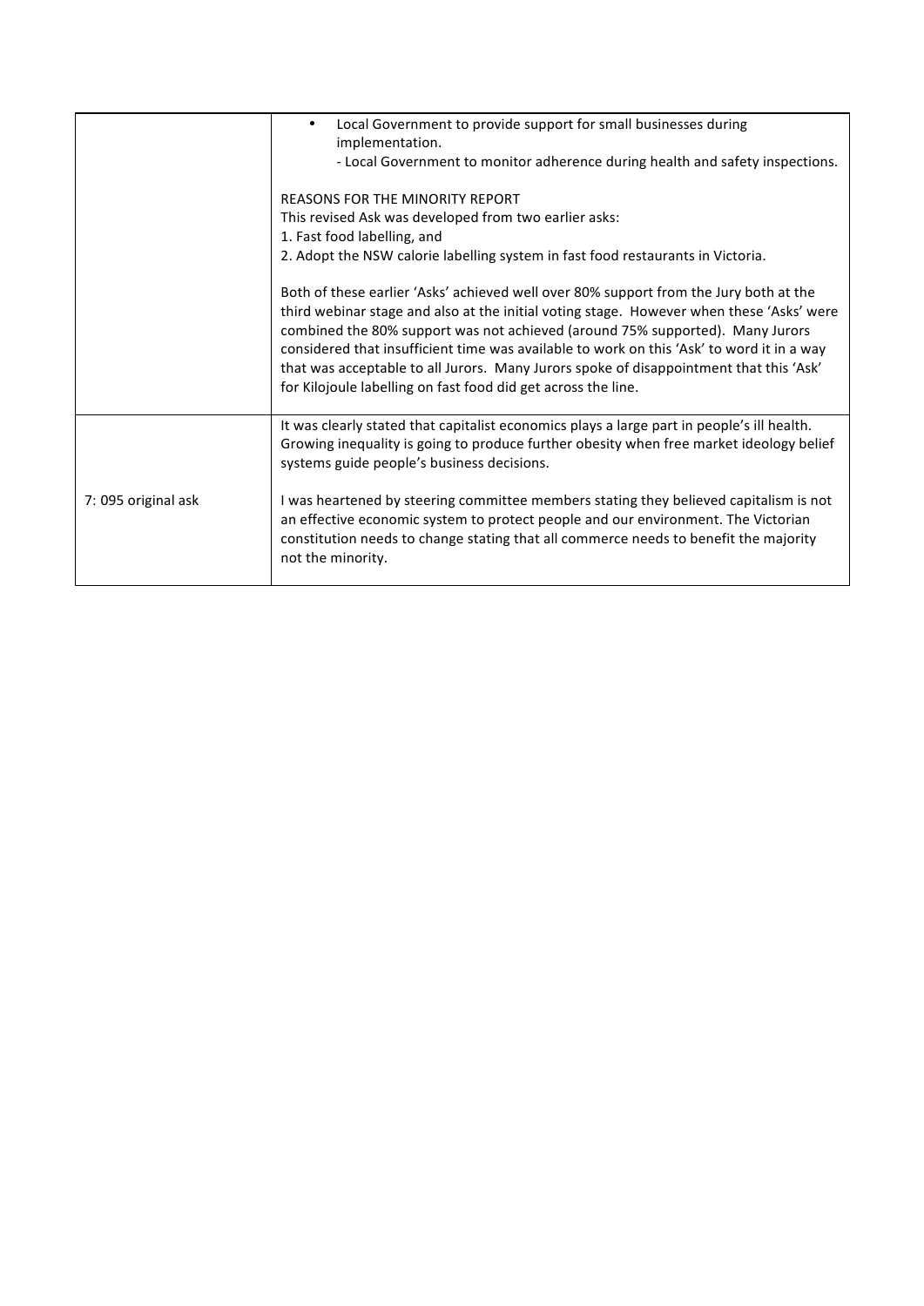| | |
|---|---|
| | • Local Government to provide support for small businesses during implementation.<br>- Local Government to monitor adherence during health and safety inspections.<br><br>REASONS FOR THE MINORITY REPORT<br>This revised Ask was developed from two earlier asks:<br>1. Fast food labelling, and<br>2. Adopt the NSW calorie labelling system in fast food restaurants in Victoria.<br><br>Both of these earlier 'Asks' achieved well over 80% support from the Jury both at the third webinar stage and also at the initial voting stage. However when these 'Asks' were combined the 80% support was not achieved (around 75% supported). Many Jurors considered that insufficient time was available to work on this 'Ask' to word it in a way that was acceptable to all Jurors. Many Jurors spoke of disappointment that this 'Ask' for Kilojoule labelling on fast food did get across the line. |
| 7: 095 original ask | It was clearly stated that capitalist economics plays a large part in people's ill health. Growing inequality is going to produce further obesity when free market ideology belief systems guide people's business decisions.<br><br>I was heartened by steering committee members stating they believed capitalism is not an effective economic system to protect people and our environment. The Victorian constitution needs to change stating that all commerce needs to benefit the majority not the minority. |